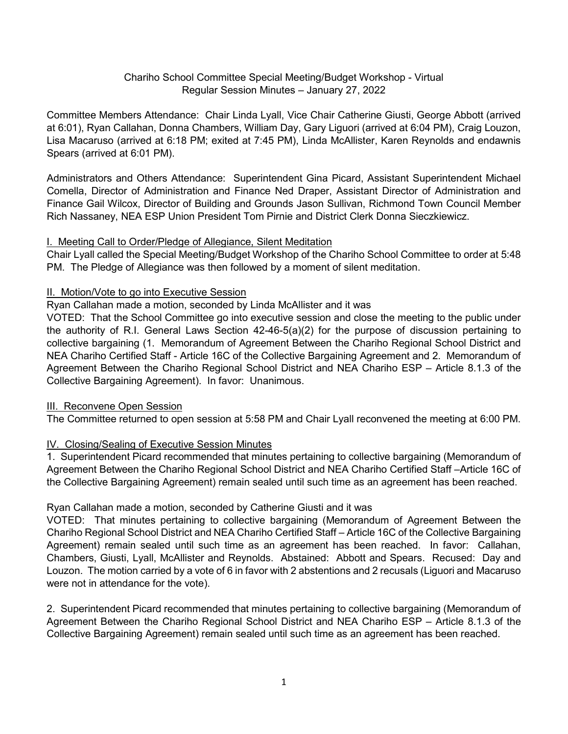Chariho School Committee Special Meeting/Budget Workshop - Virtual
Regular Session Minutes – January 27, 2022

Committee Members Attendance: Chair Linda Lyall, Vice Chair Catherine Giusti, George Abbott (arrived at 6:01), Ryan Callahan, Donna Chambers, William Day, Gary Liguori (arrived at 6:04 PM), Craig Louzon, Lisa Macaruso (arrived at 6:18 PM; exited at 7:45 PM), Linda McAllister, Karen Reynolds and endawnis Spears (arrived at 6:01 PM).

Administrators and Others Attendance: Superintendent Gina Picard, Assistant Superintendent Michael Comella, Director of Administration and Finance Ned Draper, Assistant Director of Administration and Finance Gail Wilcox, Director of Building and Grounds Jason Sullivan, Richmond Town Council Member Rich Nassaney, NEA ESP Union President Tom Pirnie and District Clerk Donna Sieczkiewicz.

## I. Meeting Call to Order/Pledge of Allegiance, Silent Meditation

Chair Lyall called the Special Meeting/Budget Workshop of the Chariho School Committee to order at 5:48 PM. The Pledge of Allegiance was then followed by a moment of silent meditation.

## II. Motion/Vote to go into Executive Session

Ryan Callahan made a motion, seconded by Linda McAllister and it was

VOTED: That the School Committee go into executive session and close the meeting to the public under the authority of R.I. General Laws Section 42-46-5(a)(2) for the purpose of discussion pertaining to collective bargaining (1. Memorandum of Agreement Between the Chariho Regional School District and NEA Chariho Certified Staff - Article 16C of the Collective Bargaining Agreement and 2. Memorandum of Agreement Between the Chariho Regional School District and NEA Chariho ESP – Article 8.1.3 of the Collective Bargaining Agreement). In favor: Unanimous.

## III. Reconvene Open Session

The Committee returned to open session at 5:58 PM and Chair Lyall reconvened the meeting at 6:00 PM.

## IV. Closing/Sealing of Executive Session Minutes

1. Superintendent Picard recommended that minutes pertaining to collective bargaining (Memorandum of Agreement Between the Chariho Regional School District and NEA Chariho Certified Staff –Article 16C of the Collective Bargaining Agreement) remain sealed until such time as an agreement has been reached.

Ryan Callahan made a motion, seconded by Catherine Giusti and it was

VOTED: That minutes pertaining to collective bargaining (Memorandum of Agreement Between the Chariho Regional School District and NEA Chariho Certified Staff – Article 16C of the Collective Bargaining Agreement) remain sealed until such time as an agreement has been reached. In favor: Callahan, Chambers, Giusti, Lyall, McAllister and Reynolds. Abstained: Abbott and Spears. Recused: Day and Louzon. The motion carried by a vote of 6 in favor with 2 abstentions and 2 recusals (Liguori and Macaruso were not in attendance for the vote).

2. Superintendent Picard recommended that minutes pertaining to collective bargaining (Memorandum of Agreement Between the Chariho Regional School District and NEA Chariho ESP – Article 8.1.3 of the Collective Bargaining Agreement) remain sealed until such time as an agreement has been reached.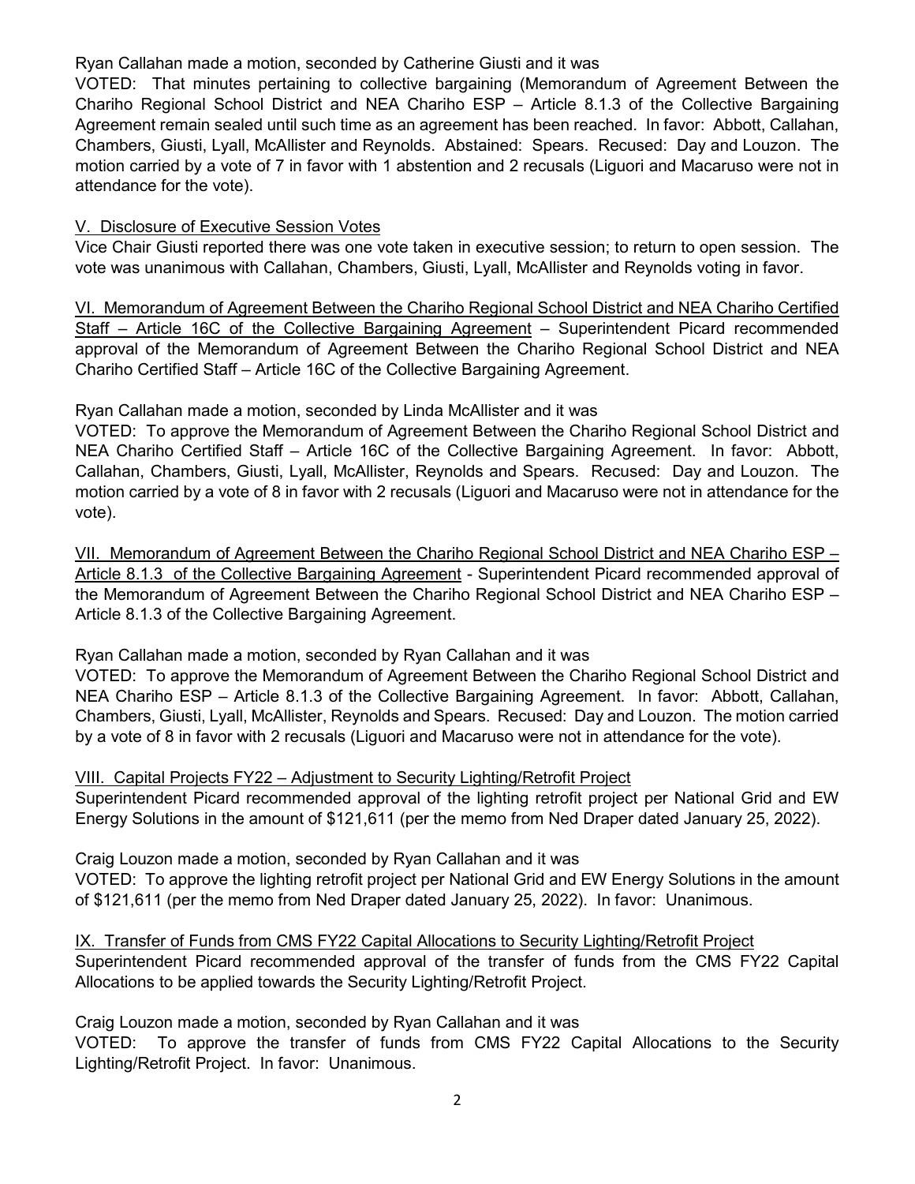Ryan Callahan made a motion, seconded by Catherine Giusti and it was

VOTED: That minutes pertaining to collective bargaining (Memorandum of Agreement Between the Chariho Regional School District and NEA Chariho ESP – Article 8.1.3 of the Collective Bargaining Agreement remain sealed until such time as an agreement has been reached. In favor: Abbott, Callahan, Chambers, Giusti, Lyall, McAllister and Reynolds. Abstained: Spears. Recused: Day and Louzon. The motion carried by a vote of 7 in favor with 1 abstention and 2 recusals (Liguori and Macaruso were not in attendance for the vote).

V. Disclosure of Executive Session Votes

Vice Chair Giusti reported there was one vote taken in executive session; to return to open session. The vote was unanimous with Callahan, Chambers, Giusti, Lyall, McAllister and Reynolds voting in favor.

VI. Memorandum of Agreement Between the Chariho Regional School District and NEA Chariho Certified Staff – Article 16C of the Collective Bargaining Agreement – Superintendent Picard recommended approval of the Memorandum of Agreement Between the Chariho Regional School District and NEA Chariho Certified Staff – Article 16C of the Collective Bargaining Agreement.

Ryan Callahan made a motion, seconded by Linda McAllister and it was

VOTED: To approve the Memorandum of Agreement Between the Chariho Regional School District and NEA Chariho Certified Staff – Article 16C of the Collective Bargaining Agreement. In favor: Abbott, Callahan, Chambers, Giusti, Lyall, McAllister, Reynolds and Spears. Recused: Day and Louzon. The motion carried by a vote of 8 in favor with 2 recusals (Liguori and Macaruso were not in attendance for the vote).

VII. Memorandum of Agreement Between the Chariho Regional School District and NEA Chariho ESP – Article 8.1.3 of the Collective Bargaining Agreement - Superintendent Picard recommended approval of the Memorandum of Agreement Between the Chariho Regional School District and NEA Chariho ESP – Article 8.1.3 of the Collective Bargaining Agreement.

Ryan Callahan made a motion, seconded by Ryan Callahan and it was

VOTED: To approve the Memorandum of Agreement Between the Chariho Regional School District and NEA Chariho ESP – Article 8.1.3 of the Collective Bargaining Agreement. In favor: Abbott, Callahan, Chambers, Giusti, Lyall, McAllister, Reynolds and Spears. Recused: Day and Louzon. The motion carried by a vote of 8 in favor with 2 recusals (Liguori and Macaruso were not in attendance for the vote).

VIII. Capital Projects FY22 – Adjustment to Security Lighting/Retrofit Project

Superintendent Picard recommended approval of the lighting retrofit project per National Grid and EW Energy Solutions in the amount of $121,611 (per the memo from Ned Draper dated January 25, 2022).

Craig Louzon made a motion, seconded by Ryan Callahan and it was

VOTED: To approve the lighting retrofit project per National Grid and EW Energy Solutions in the amount of $121,611 (per the memo from Ned Draper dated January 25, 2022). In favor: Unanimous.

IX. Transfer of Funds from CMS FY22 Capital Allocations to Security Lighting/Retrofit Project

Superintendent Picard recommended approval of the transfer of funds from the CMS FY22 Capital Allocations to be applied towards the Security Lighting/Retrofit Project.

Craig Louzon made a motion, seconded by Ryan Callahan and it was

VOTED: To approve the transfer of funds from CMS FY22 Capital Allocations to the Security Lighting/Retrofit Project. In favor: Unanimous.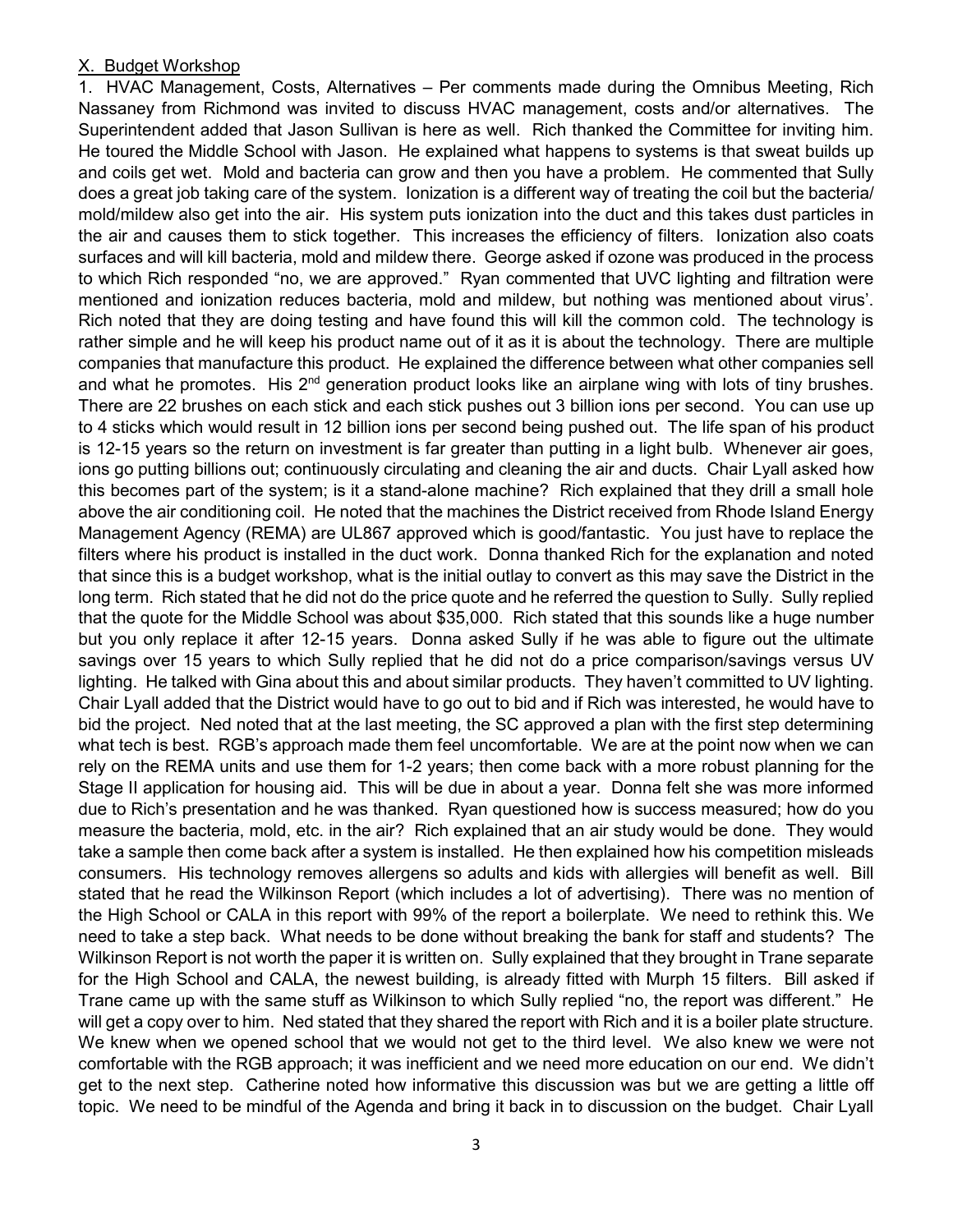X. Budget Workshop

1. HVAC Management, Costs, Alternatives – Per comments made during the Omnibus Meeting, Rich Nassaney from Richmond was invited to discuss HVAC management, costs and/or alternatives. The Superintendent added that Jason Sullivan is here as well. Rich thanked the Committee for inviting him. He toured the Middle School with Jason. He explained what happens to systems is that sweat builds up and coils get wet. Mold and bacteria can grow and then you have a problem. He commented that Sully does a great job taking care of the system. Ionization is a different way of treating the coil but the bacteria/ mold/mildew also get into the air. His system puts ionization into the duct and this takes dust particles in the air and causes them to stick together. This increases the efficiency of filters. Ionization also coats surfaces and will kill bacteria, mold and mildew there. George asked if ozone was produced in the process to which Rich responded "no, we are approved." Ryan commented that UVC lighting and filtration were mentioned and ionization reduces bacteria, mold and mildew, but nothing was mentioned about virus'. Rich noted that they are doing testing and have found this will kill the common cold. The technology is rather simple and he will keep his product name out of it as it is about the technology. There are multiple companies that manufacture this product. He explained the difference between what other companies sell and what he promotes. His 2nd generation product looks like an airplane wing with lots of tiny brushes. There are 22 brushes on each stick and each stick pushes out 3 billion ions per second. You can use up to 4 sticks which would result in 12 billion ions per second being pushed out. The life span of his product is 12-15 years so the return on investment is far greater than putting in a light bulb. Whenever air goes, ions go putting billions out; continuously circulating and cleaning the air and ducts. Chair Lyall asked how this becomes part of the system; is it a stand-alone machine? Rich explained that they drill a small hole above the air conditioning coil. He noted that the machines the District received from Rhode Island Energy Management Agency (REMA) are UL867 approved which is good/fantastic. You just have to replace the filters where his product is installed in the duct work. Donna thanked Rich for the explanation and noted that since this is a budget workshop, what is the initial outlay to convert as this may save the District in the long term. Rich stated that he did not do the price quote and he referred the question to Sully. Sully replied that the quote for the Middle School was about $35,000. Rich stated that this sounds like a huge number but you only replace it after 12-15 years. Donna asked Sully if he was able to figure out the ultimate savings over 15 years to which Sully replied that he did not do a price comparison/savings versus UV lighting. He talked with Gina about this and about similar products. They haven't committed to UV lighting. Chair Lyall added that the District would have to go out to bid and if Rich was interested, he would have to bid the project. Ned noted that at the last meeting, the SC approved a plan with the first step determining what tech is best. RGB's approach made them feel uncomfortable. We are at the point now when we can rely on the REMA units and use them for 1-2 years; then come back with a more robust planning for the Stage II application for housing aid. This will be due in about a year. Donna felt she was more informed due to Rich's presentation and he was thanked. Ryan questioned how is success measured; how do you measure the bacteria, mold, etc. in the air? Rich explained that an air study would be done. They would take a sample then come back after a system is installed. He then explained how his competition misleads consumers. His technology removes allergens so adults and kids with allergies will benefit as well. Bill stated that he read the Wilkinson Report (which includes a lot of advertising). There was no mention of the High School or CALA in this report with 99% of the report a boilerplate. We need to rethink this. We need to take a step back. What needs to be done without breaking the bank for staff and students? The Wilkinson Report is not worth the paper it is written on. Sully explained that they brought in Trane separate for the High School and CALA, the newest building, is already fitted with Murph 15 filters. Bill asked if Trane came up with the same stuff as Wilkinson to which Sully replied "no, the report was different." He will get a copy over to him. Ned stated that they shared the report with Rich and it is a boiler plate structure. We knew when we opened school that we would not get to the third level. We also knew we were not comfortable with the RGB approach; it was inefficient and we need more education on our end. We didn't get to the next step. Catherine noted how informative this discussion was but we are getting a little off topic. We need to be mindful of the Agenda and bring it back in to discussion on the budget. Chair Lyall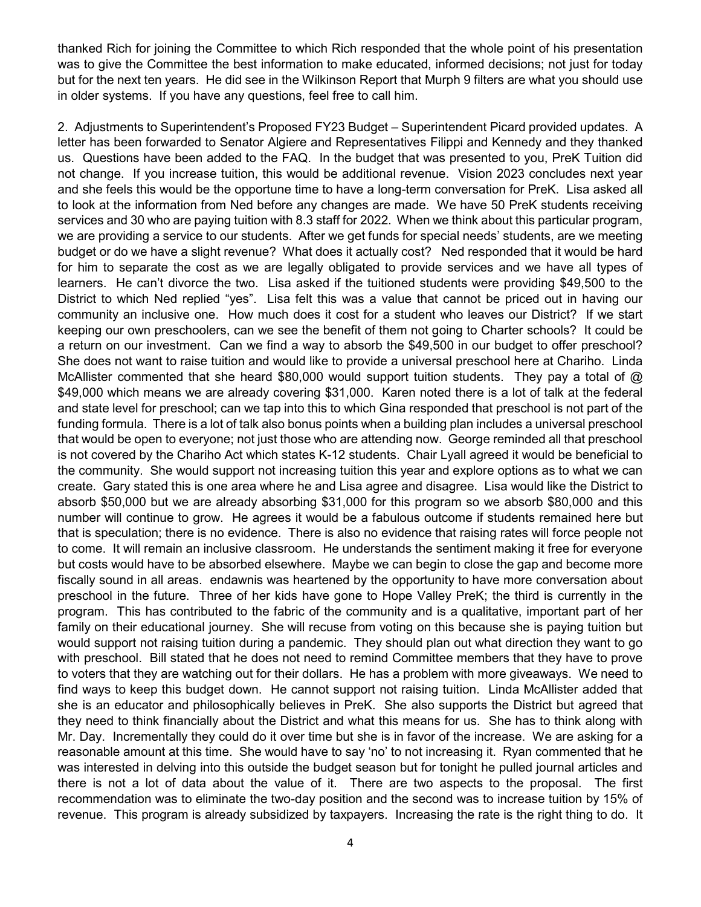thanked Rich for joining the Committee to which Rich responded that the whole point of his presentation was to give the Committee the best information to make educated, informed decisions; not just for today but for the next ten years. He did see in the Wilkinson Report that Murph 9 filters are what you should use in older systems. If you have any questions, feel free to call him.

2. Adjustments to Superintendent's Proposed FY23 Budget – Superintendent Picard provided updates. A letter has been forwarded to Senator Algiere and Representatives Filippi and Kennedy and they thanked us. Questions have been added to the FAQ. In the budget that was presented to you, PreK Tuition did not change. If you increase tuition, this would be additional revenue. Vision 2023 concludes next year and she feels this would be the opportune time to have a long-term conversation for PreK. Lisa asked all to look at the information from Ned before any changes are made. We have 50 PreK students receiving services and 30 who are paying tuition with 8.3 staff for 2022. When we think about this particular program, we are providing a service to our students. After we get funds for special needs' students, are we meeting budget or do we have a slight revenue? What does it actually cost? Ned responded that it would be hard for him to separate the cost as we are legally obligated to provide services and we have all types of learners. He can't divorce the two. Lisa asked if the tuitioned students were providing $49,500 to the District to which Ned replied "yes". Lisa felt this was a value that cannot be priced out in having our community an inclusive one. How much does it cost for a student who leaves our District? If we start keeping our own preschoolers, can we see the benefit of them not going to Charter schools? It could be a return on our investment. Can we find a way to absorb the $49,500 in our budget to offer preschool? She does not want to raise tuition and would like to provide a universal preschool here at Chariho. Linda McAllister commented that she heard $80,000 would support tuition students. They pay a total of @ $49,000 which means we are already covering $31,000. Karen noted there is a lot of talk at the federal and state level for preschool; can we tap into this to which Gina responded that preschool is not part of the funding formula. There is a lot of talk also bonus points when a building plan includes a universal preschool that would be open to everyone; not just those who are attending now. George reminded all that preschool is not covered by the Chariho Act which states K-12 students. Chair Lyall agreed it would be beneficial to the community. She would support not increasing tuition this year and explore options as to what we can create. Gary stated this is one area where he and Lisa agree and disagree. Lisa would like the District to absorb $50,000 but we are already absorbing $31,000 for this program so we absorb $80,000 and this number will continue to grow. He agrees it would be a fabulous outcome if students remained here but that is speculation; there is no evidence. There is also no evidence that raising rates will force people not to come. It will remain an inclusive classroom. He understands the sentiment making it free for everyone but costs would have to be absorbed elsewhere. Maybe we can begin to close the gap and become more fiscally sound in all areas. endawnis was heartened by the opportunity to have more conversation about preschool in the future. Three of her kids have gone to Hope Valley PreK; the third is currently in the program. This has contributed to the fabric of the community and is a qualitative, important part of her family on their educational journey. She will recuse from voting on this because she is paying tuition but would support not raising tuition during a pandemic. They should plan out what direction they want to go with preschool. Bill stated that he does not need to remind Committee members that they have to prove to voters that they are watching out for their dollars. He has a problem with more giveaways. We need to find ways to keep this budget down. He cannot support not raising tuition. Linda McAllister added that she is an educator and philosophically believes in PreK. She also supports the District but agreed that they need to think financially about the District and what this means for us. She has to think along with Mr. Day. Incrementally they could do it over time but she is in favor of the increase. We are asking for a reasonable amount at this time. She would have to say 'no' to not increasing it. Ryan commented that he was interested in delving into this outside the budget season but for tonight he pulled journal articles and there is not a lot of data about the value of it. There are two aspects to the proposal. The first recommendation was to eliminate the two-day position and the second was to increase tuition by 15% of revenue. This program is already subsidized by taxpayers. Increasing the rate is the right thing to do. It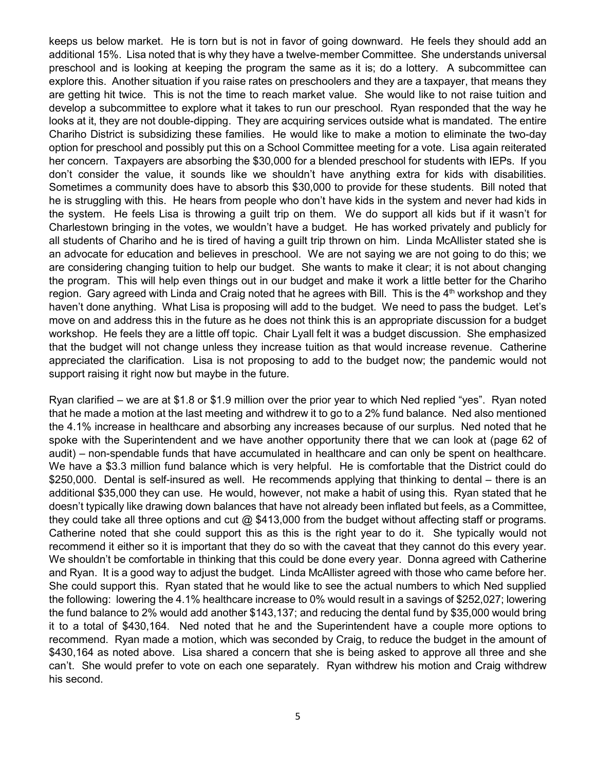keeps us below market. He is torn but is not in favor of going downward. He feels they should add an additional 15%. Lisa noted that is why they have a twelve-member Committee. She understands universal preschool and is looking at keeping the program the same as it is; do a lottery. A subcommittee can explore this. Another situation if you raise rates on preschoolers and they are a taxpayer, that means they are getting hit twice. This is not the time to reach market value. She would like to not raise tuition and develop a subcommittee to explore what it takes to run our preschool. Ryan responded that the way he looks at it, they are not double-dipping. They are acquiring services outside what is mandated. The entire Chariho District is subsidizing these families. He would like to make a motion to eliminate the two-day option for preschool and possibly put this on a School Committee meeting for a vote. Lisa again reiterated her concern. Taxpayers are absorbing the $30,000 for a blended preschool for students with IEPs. If you don't consider the value, it sounds like we shouldn't have anything extra for kids with disabilities. Sometimes a community does have to absorb this $30,000 to provide for these students. Bill noted that he is struggling with this. He hears from people who don't have kids in the system and never had kids in the system. He feels Lisa is throwing a guilt trip on them. We do support all kids but if it wasn't for Charlestown bringing in the votes, we wouldn't have a budget. He has worked privately and publicly for all students of Chariho and he is tired of having a guilt trip thrown on him. Linda McAllister stated she is an advocate for education and believes in preschool. We are not saying we are not going to do this; we are considering changing tuition to help our budget. She wants to make it clear; it is not about changing the program. This will help even things out in our budget and make it work a little better for the Chariho region. Gary agreed with Linda and Craig noted that he agrees with Bill. This is the 4th workshop and they haven't done anything. What Lisa is proposing will add to the budget. We need to pass the budget. Let's move on and address this in the future as he does not think this is an appropriate discussion for a budget workshop. He feels they are a little off topic. Chair Lyall felt it was a budget discussion. She emphasized that the budget will not change unless they increase tuition as that would increase revenue. Catherine appreciated the clarification. Lisa is not proposing to add to the budget now; the pandemic would not support raising it right now but maybe in the future.

Ryan clarified – we are at $1.8 or $1.9 million over the prior year to which Ned replied "yes". Ryan noted that he made a motion at the last meeting and withdrew it to go to a 2% fund balance. Ned also mentioned the 4.1% increase in healthcare and absorbing any increases because of our surplus. Ned noted that he spoke with the Superintendent and we have another opportunity there that we can look at (page 62 of audit) – non-spendable funds that have accumulated in healthcare and can only be spent on healthcare. We have a $3.3 million fund balance which is very helpful. He is comfortable that the District could do $250,000. Dental is self-insured as well. He recommends applying that thinking to dental – there is an additional $35,000 they can use. He would, however, not make a habit of using this. Ryan stated that he doesn't typically like drawing down balances that have not already been inflated but feels, as a Committee, they could take all three options and cut @ $413,000 from the budget without affecting staff or programs. Catherine noted that she could support this as this is the right year to do it. She typically would not recommend it either so it is important that they do so with the caveat that they cannot do this every year. We shouldn't be comfortable in thinking that this could be done every year. Donna agreed with Catherine and Ryan. It is a good way to adjust the budget. Linda McAllister agreed with those who came before her. She could support this. Ryan stated that he would like to see the actual numbers to which Ned supplied the following: lowering the 4.1% healthcare increase to 0% would result in a savings of $252,027; lowering the fund balance to 2% would add another $143,137; and reducing the dental fund by $35,000 would bring it to a total of $430,164. Ned noted that he and the Superintendent have a couple more options to recommend. Ryan made a motion, which was seconded by Craig, to reduce the budget in the amount of $430,164 as noted above. Lisa shared a concern that she is being asked to approve all three and she can't. She would prefer to vote on each one separately. Ryan withdrew his motion and Craig withdrew his second.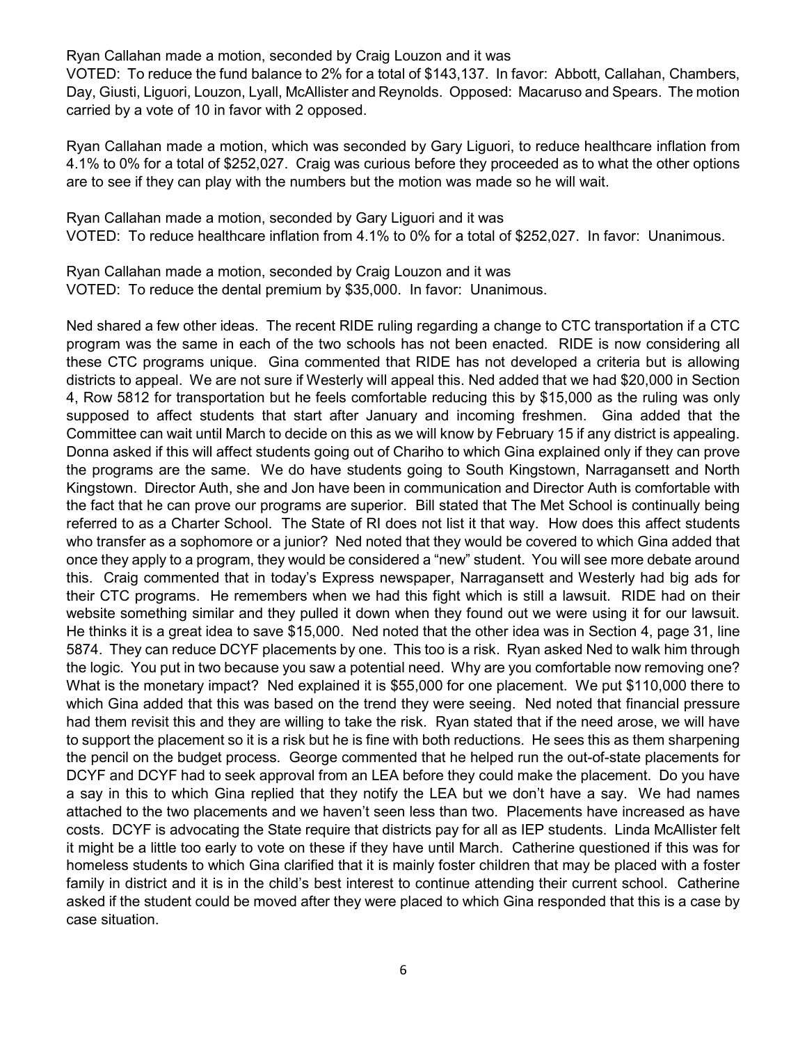Ryan Callahan made a motion, seconded by Craig Louzon and it was
VOTED: To reduce the fund balance to 2% for a total of $143,137. In favor: Abbott, Callahan, Chambers, Day, Giusti, Liguori, Louzon, Lyall, McAllister and Reynolds. Opposed: Macaruso and Spears. The motion carried by a vote of 10 in favor with 2 opposed.

Ryan Callahan made a motion, which was seconded by Gary Liguori, to reduce healthcare inflation from 4.1% to 0% for a total of $252,027. Craig was curious before they proceeded as to what the other options are to see if they can play with the numbers but the motion was made so he will wait.

Ryan Callahan made a motion, seconded by Gary Liguori and it was
VOTED: To reduce healthcare inflation from 4.1% to 0% for a total of $252,027. In favor: Unanimous.

Ryan Callahan made a motion, seconded by Craig Louzon and it was
VOTED: To reduce the dental premium by $35,000. In favor: Unanimous.

Ned shared a few other ideas. The recent RIDE ruling regarding a change to CTC transportation if a CTC program was the same in each of the two schools has not been enacted. RIDE is now considering all these CTC programs unique. Gina commented that RIDE has not developed a criteria but is allowing districts to appeal. We are not sure if Westerly will appeal this. Ned added that we had $20,000 in Section 4, Row 5812 for transportation but he feels comfortable reducing this by $15,000 as the ruling was only supposed to affect students that start after January and incoming freshmen. Gina added that the Committee can wait until March to decide on this as we will know by February 15 if any district is appealing. Donna asked if this will affect students going out of Chariho to which Gina explained only if they can prove the programs are the same. We do have students going to South Kingstown, Narragansett and North Kingstown. Director Auth, she and Jon have been in communication and Director Auth is comfortable with the fact that he can prove our programs are superior. Bill stated that The Met School is continually being referred to as a Charter School. The State of RI does not list it that way. How does this affect students who transfer as a sophomore or a junior? Ned noted that they would be covered to which Gina added that once they apply to a program, they would be considered a "new" student. You will see more debate around this. Craig commented that in today's Express newspaper, Narragansett and Westerly had big ads for their CTC programs. He remembers when we had this fight which is still a lawsuit. RIDE had on their website something similar and they pulled it down when they found out we were using it for our lawsuit. He thinks it is a great idea to save $15,000. Ned noted that the other idea was in Section 4, page 31, line 5874. They can reduce DCYF placements by one. This too is a risk. Ryan asked Ned to walk him through the logic. You put in two because you saw a potential need. Why are you comfortable now removing one? What is the monetary impact? Ned explained it is $55,000 for one placement. We put $110,000 there to which Gina added that this was based on the trend they were seeing. Ned noted that financial pressure had them revisit this and they are willing to take the risk. Ryan stated that if the need arose, we will have to support the placement so it is a risk but he is fine with both reductions. He sees this as them sharpening the pencil on the budget process. George commented that he helped run the out-of-state placements for DCYF and DCYF had to seek approval from an LEA before they could make the placement. Do you have a say in this to which Gina replied that they notify the LEA but we don't have a say. We had names attached to the two placements and we haven't seen less than two. Placements have increased as have costs. DCYF is advocating the State require that districts pay for all as IEP students. Linda McAllister felt it might be a little too early to vote on these if they have until March. Catherine questioned if this was for homeless students to which Gina clarified that it is mainly foster children that may be placed with a foster family in district and it is in the child's best interest to continue attending their current school. Catherine asked if the student could be moved after they were placed to which Gina responded that this is a case by case situation.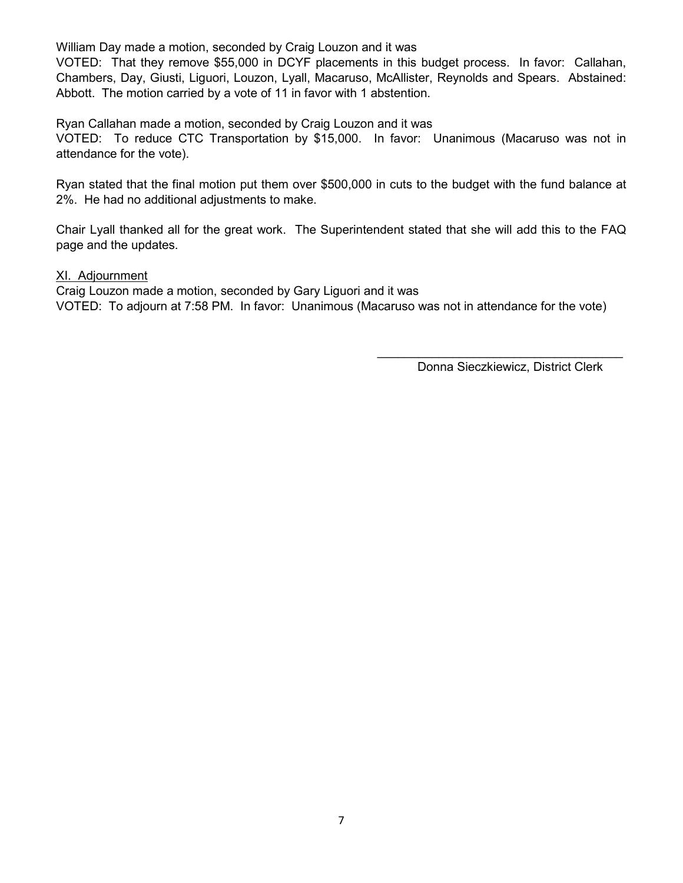William Day made a motion, seconded by Craig Louzon and it was
VOTED: That they remove $55,000 in DCYF placements in this budget process. In favor: Callahan, Chambers, Day, Giusti, Liguori, Louzon, Lyall, Macaruso, McAllister, Reynolds and Spears. Abstained: Abbott. The motion carried by a vote of 11 in favor with 1 abstention.

Ryan Callahan made a motion, seconded by Craig Louzon and it was
VOTED: To reduce CTC Transportation by $15,000. In favor: Unanimous (Macaruso was not in attendance for the vote).

Ryan stated that the final motion put them over $500,000 in cuts to the budget with the fund balance at 2%. He had no additional adjustments to make.

Chair Lyall thanked all for the great work. The Superintendent stated that she will add this to the FAQ page and the updates.

<u>XI. Adjournment</u>
Craig Louzon made a motion, seconded by Gary Liguori and it was
VOTED: To adjourn at 7:58 PM. In favor: Unanimous (Macaruso was not in attendance for the vote)

\_\_\_\_\_\_\_\_\_\_\_\_\_\_\_\_\_\_\_\_\_\_\_\_\_\_\_\_\_\_\_\_\_\_\_\_\_\_
Donna Sieczkiewicz, District Clerk